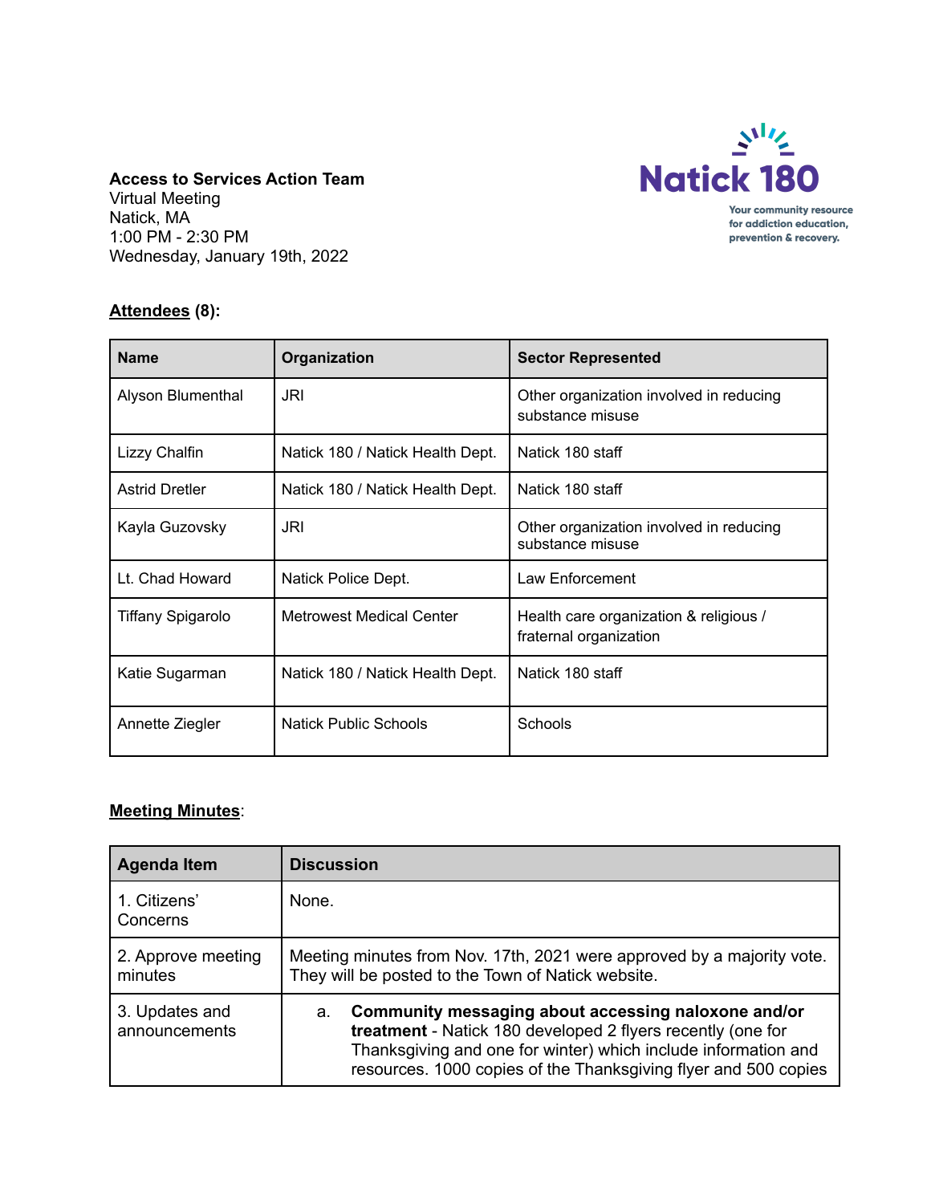Natick 180

Your community resource for addiction education, prevention & recovery.

**Access to Services Action Team**
Virtual Meeting
Natick, MA
1:00 PM - 2:30 PM
Wednesday, January 19th, 2022

**Attendees (8):**

| Name | Organization | Sector Represented |
|---|---|---|
| Alyson Blumenthal | JRI | Other organization involved in reducing substance misuse |
| Lizzy Chalfin | Natick 180 / Natick Health Dept. | Natick 180 staff |
| Astrid Dretler | Natick 180 / Natick Health Dept. | Natick 180 staff |
| Kayla Guzovsky | JRI | Other organization involved in reducing substance misuse |
| Lt. Chad Howard | Natick Police Dept. | Law Enforcement |
| Tiffany Spigarolo | Metrowest Medical Center | Health care organization & religious / fraternal organization |
| Katie Sugarman | Natick 180 / Natick Health Dept. | Natick 180 staff |
| Annette Ziegler | Natick Public Schools | Schools |

**Meeting Minutes**:

| Agenda Item | Discussion |
|---|---|
| 1. Citizens' Concerns | None. |
| 2. Approve meeting minutes | Meeting minutes from Nov. 17th, 2021 were approved by a majority vote. They will be posted to the Town of Natick website. |
| 3. Updates and announcements | a. **Community messaging about accessing naloxone and/or treatment** - Natick 180 developed 2 flyers recently (one for Thanksgiving and one for winter) which include information and resources. 1000 copies of the Thanksgiving flyer and 500 copies |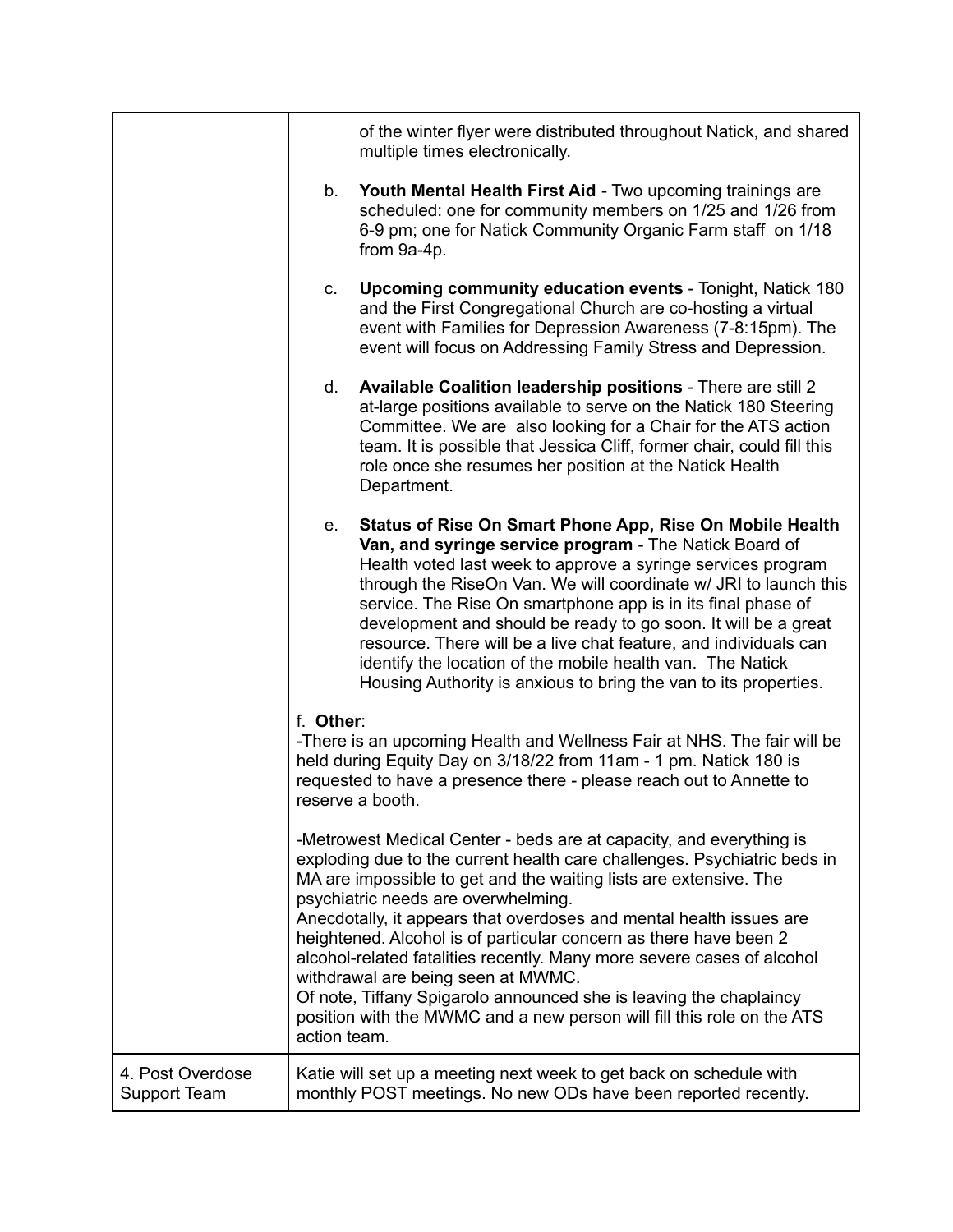| | |
|---|---|
| | of the winter flyer were distributed throughout Natick, and shared multiple times electronically.<br><br>b. **Youth Mental Health First Aid** - Two upcoming trainings are scheduled: one for community members on 1/25 and 1/26 from 6-9 pm; one for Natick Community Organic Farm staff on 1/18 from 9a-4p.<br><br>c. **Upcoming community education events** - Tonight, Natick 180 and the First Congregational Church are co-hosting a virtual event with Families for Depression Awareness (7-8:15pm). The event will focus on Addressing Family Stress and Depression.<br><br>d. **Available Coalition leadership positions** - There are still 2 at-large positions available to serve on the Natick 180 Steering Committee. We are also looking for a Chair for the ATS action team. It is possible that Jessica Cliff, former chair, could fill this role once she resumes her position at the Natick Health Department.<br><br>e. **Status of Rise On Smart Phone App, Rise On Mobile Health Van, and syringe service program** - The Natick Board of Health voted last week to approve a syringe services program through the RiseOn Van. We will coordinate w/ JRI to launch this service. The Rise On smartphone app is in its final phase of development and should be ready to go soon. It will be a great resource. There will be a live chat feature, and individuals can identify the location of the mobile health van. The Natick Housing Authority is anxious to bring the van to its properties.<br><br>f. **Other**:<br>-There is an upcoming Health and Wellness Fair at NHS. The fair will be held during Equity Day on 3/18/22 from 11am - 1 pm. Natick 180 is requested to have a presence there - please reach out to Annette to reserve a booth.<br><br>-Metrowest Medical Center - beds are at capacity, and everything is exploding due to the current health care challenges. Psychiatric beds in MA are impossible to get and the waiting lists are extensive. The psychiatric needs are overwhelming.<br>Anecdotally, it appears that overdoses and mental health issues are heightened. Alcohol is of particular concern as there have been 2 alcohol-related fatalities recently. Many more severe cases of alcohol withdrawal are being seen at MWMC.<br>Of note, Tiffany Spigarolo announced she is leaving the chaplaincy position with the MWMC and a new person will fill this role on the ATS action team. |
| 4. Post Overdose Support Team | Katie will set up a meeting next week to get back on schedule with monthly POST meetings. No new ODs have been reported recently. |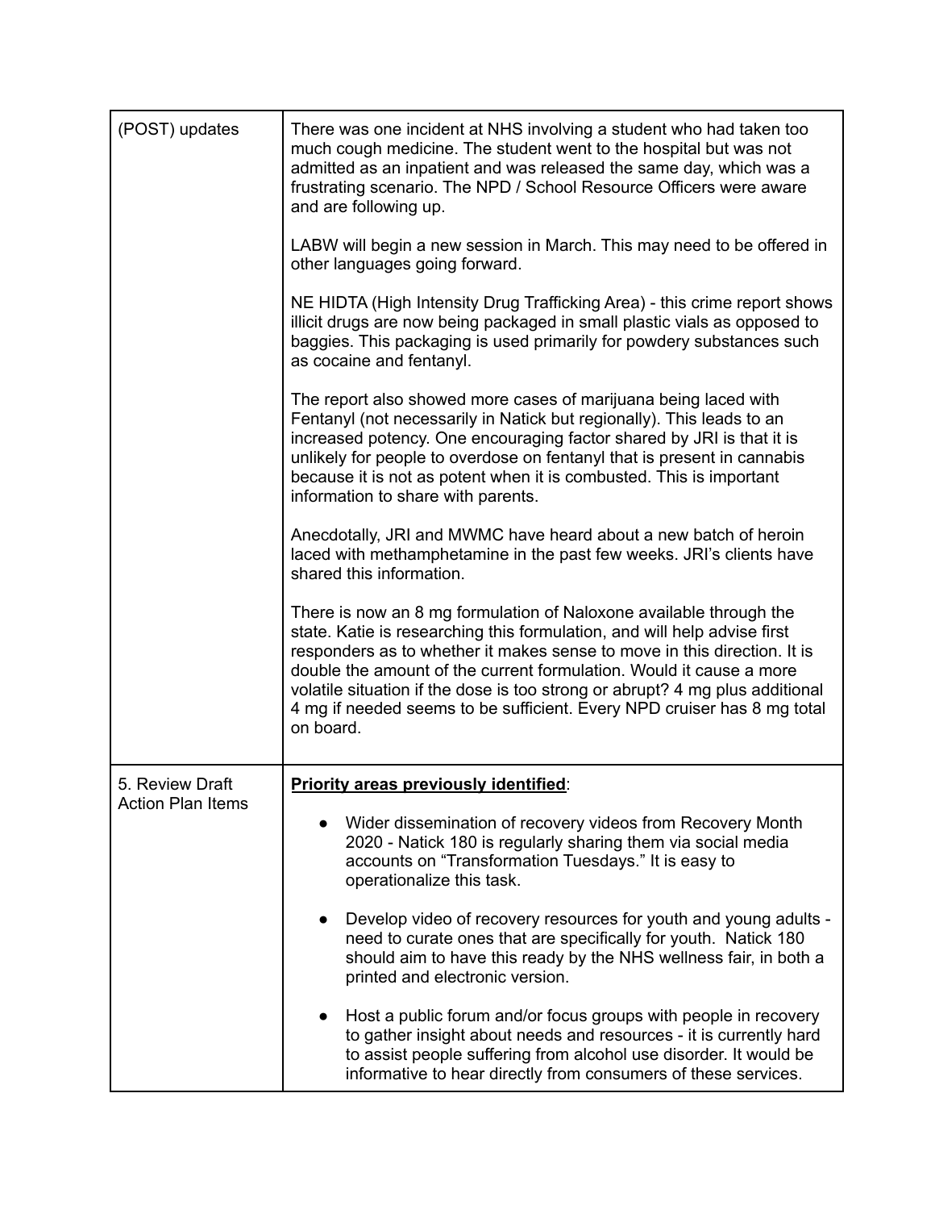| | |
|---|---|
| (POST) updates | There was one incident at NHS involving a student who had taken too much cough medicine. The student went to the hospital but was not admitted as an inpatient and was released the same day, which was a frustrating scenario. The NPD / School Resource Officers were aware and are following up.<br><br>LABW will begin a new session in March. This may need to be offered in other languages going forward.<br><br>NE HIDTA (High Intensity Drug Trafficking Area) - this crime report shows illicit drugs are now being packaged in small plastic vials as opposed to baggies. This packaging is used primarily for powdery substances such as cocaine and fentanyl.<br><br>The report also showed more cases of marijuana being laced with Fentanyl (not necessarily in Natick but regionally). This leads to an increased potency. One encouraging factor shared by JRI is that it is unlikely for people to overdose on fentanyl that is present in cannabis because it is not as potent when it is combusted. This is important information to share with parents.<br><br>Anecdotally, JRI and MWMC have heard about a new batch of heroin laced with methamphetamine in the past few weeks. JRI's clients have shared this information.<br><br>There is now an 8 mg formulation of Naloxone available through the state. Katie is researching this formulation, and will help advise first responders as to whether it makes sense to move in this direction. It is double the amount of the current formulation. Would it cause a more volatile situation if the dose is too strong or abrupt? 4 mg plus additional 4 mg if needed seems to be sufficient. Every NPD cruiser has 8 mg total on board. |
| 5. Review Draft Action Plan Items | **<u>Priority areas previously identified</u>**:<br><br>• Wider dissemination of recovery videos from Recovery Month 2020 - Natick 180 is regularly sharing them via social media accounts on "Transformation Tuesdays." It is easy to operationalize this task.<br><br>• Develop video of recovery resources for youth and young adults - need to curate ones that are specifically for youth. Natick 180 should aim to have this ready by the NHS wellness fair, in both a printed and electronic version.<br><br>• Host a public forum and/or focus groups with people in recovery to gather insight about needs and resources - it is currently hard to assist people suffering from alcohol use disorder. It would be informative to hear directly from consumers of these services. |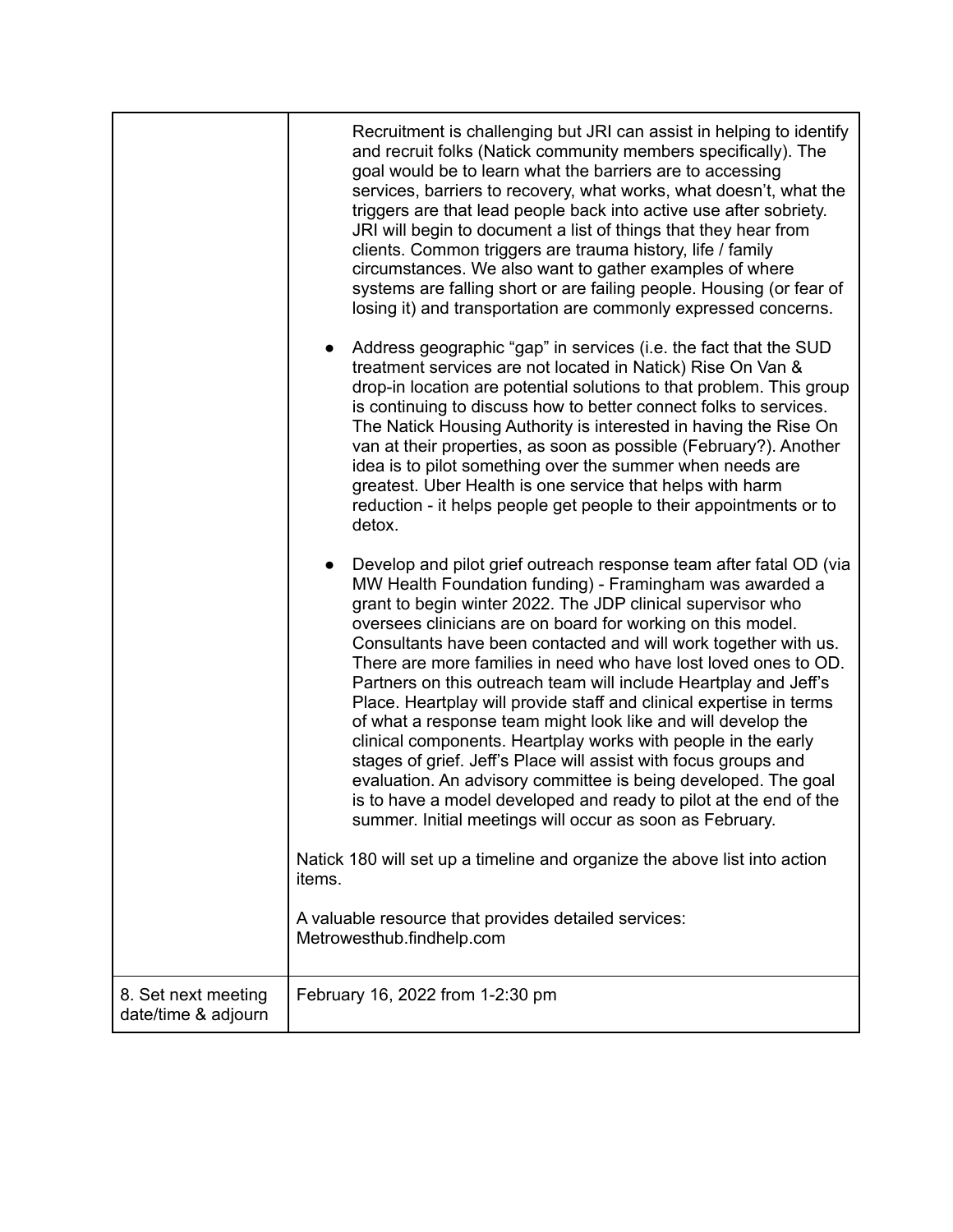| | |
|---|---|
| | Recruitment is challenging but JRI can assist in helping to identify and recruit folks (Natick community members specifically). The goal would be to learn what the barriers are to accessing services, barriers to recovery, what works, what doesn't, what the triggers are that lead people back into active use after sobriety. JRI will begin to document a list of things that they hear from clients. Common triggers are trauma history, life / family circumstances. We also want to gather examples of where systems are falling short or are failing people. Housing (or fear of losing it) and transportation are commonly expressed concerns.<br><br>• Address geographic "gap" in services (i.e. the fact that the SUD treatment services are not located in Natick) Rise On Van & drop-in location are potential solutions to that problem. This group is continuing to discuss how to better connect folks to services. The Natick Housing Authority is interested in having the Rise On van at their properties, as soon as possible (February?). Another idea is to pilot something over the summer when needs are greatest. Uber Health is one service that helps with harm reduction - it helps people get people to their appointments or to detox.<br><br>• Develop and pilot grief outreach response team after fatal OD (via MW Health Foundation funding) - Framingham was awarded a grant to begin winter 2022. The JDP clinical supervisor who oversees clinicians are on board for working on this model. Consultants have been contacted and will work together with us. There are more families in need who have lost loved ones to OD. Partners on this outreach team will include Heartplay and Jeff's Place. Heartplay will provide staff and clinical expertise in terms of what a response team might look like and will develop the clinical components. Heartplay works with people in the early stages of grief. Jeff's Place will assist with focus groups and evaluation. An advisory committee is being developed. The goal is to have a model developed and ready to pilot at the end of the summer. Initial meetings will occur as soon as February.<br><br>Natick 180 will set up a timeline and organize the above list into action items.<br><br>A valuable resource that provides detailed services: Metrowesthub.findhelp.com |
| 8. Set next meeting date/time & adjourn | February 16, 2022 from 1-2:30 pm |